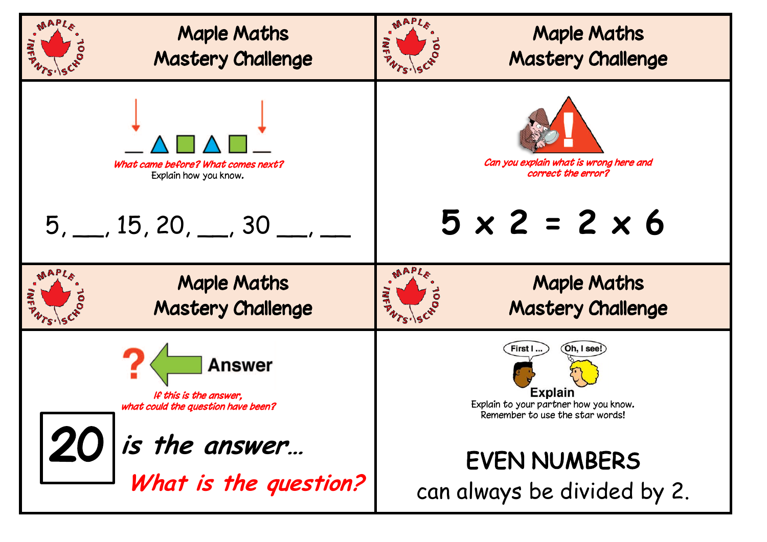## Maple Maths Mastery Challenge

*What came before? What comes next?*

Explain how you know.

5, ___, 15, 20, ___, 30 ___, ___

## Maple Maths Mastery Challenge

*Can you explain what is wrong here and correct the error?*

$$5 \times 2 = 2 \times 6$$

## Maple Maths Mastery Challenge

Answer

*If this is the answer, what could the question have been?*

**20** *is the answer…*

***What is the question?***

## Maple Maths Mastery Challenge

First I … Oh, I see!

**Explain**

Explain to your partner how you know.
Remember to use the star words!

EVEN NUMBERS can always be divided by 2.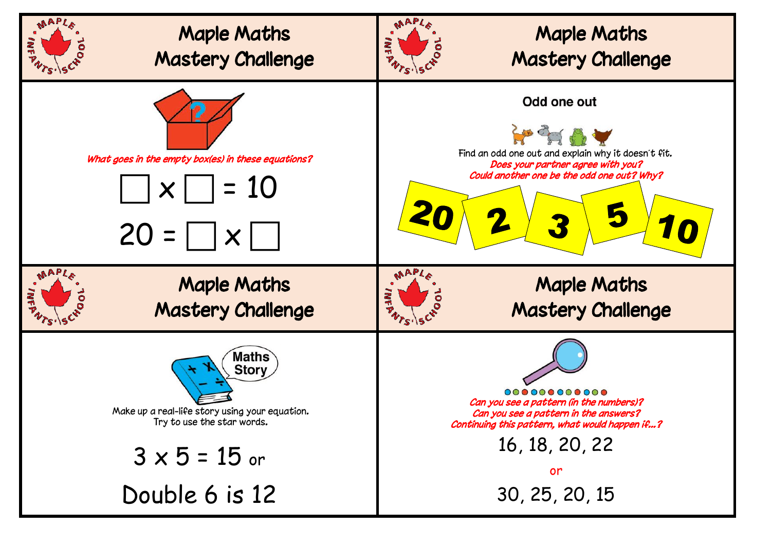## Maple Maths Mastery Challenge

*What goes in the empty box(es) in these equations?*

$\square \times \square = 10$

$20 = \square \times \square$

## Maple Maths Mastery Challenge

**Odd one out**

Find an odd one out and explain why it doesn't fit.

*Does your partner agree with you?*

*Could another one be the odd one out? Why?*

**20** **2** **3** **5** **10**

## Maple Maths Mastery Challenge

Maths Story

Make up a real-life story using your equation.
Try to use the star words.

$3 \times 5 = 15$ or

Double 6 is 12

## Maple Maths Mastery Challenge

*Can you see a pattern (in the numbers)?*
*Can you see a pattern in the answers?*
*Continuing this pattern, what would happen if...?*

16, 18, 20, 22

or

30, 25, 20, 15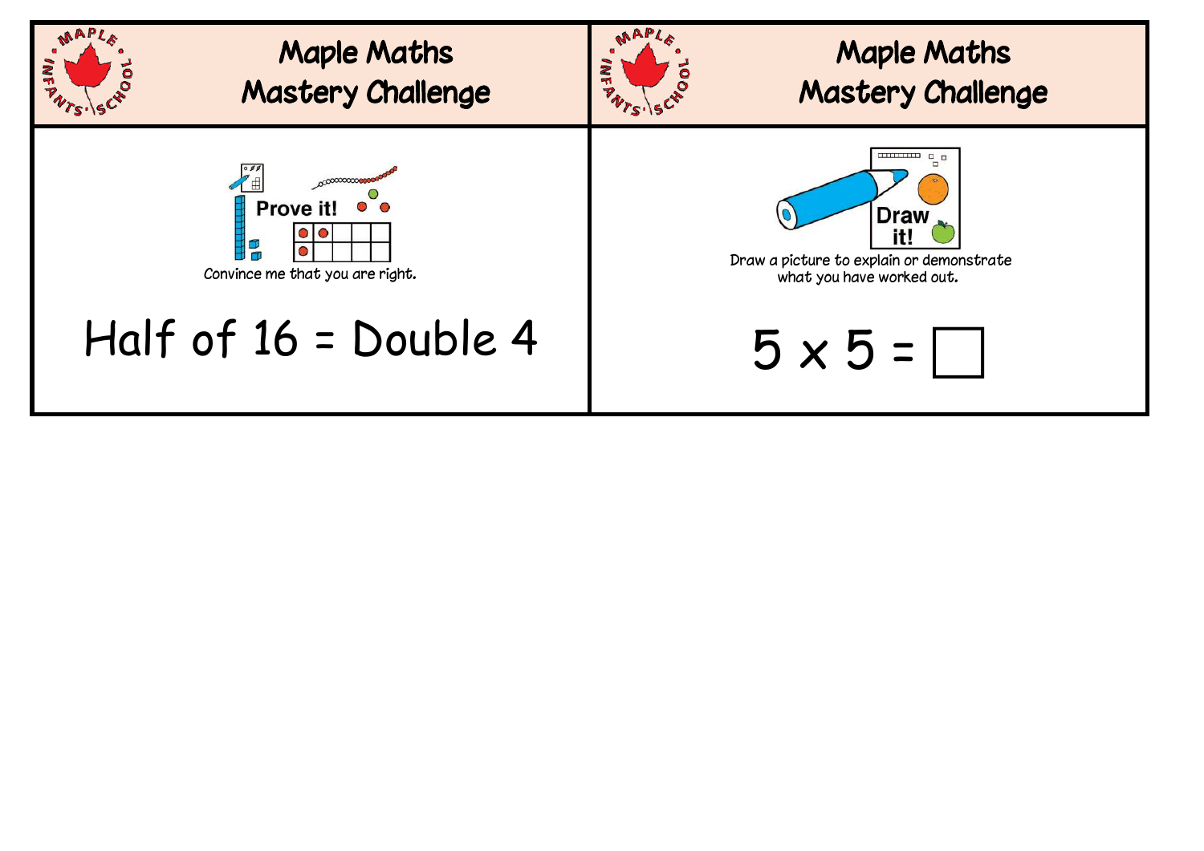## Maple Maths Mastery Challenge

Prove it!

Convince me that you are right.

Half of 16 = Double 4

## Maple Maths Mastery Challenge

Draw it!

Draw a picture to explain or demonstrate what you have worked out.

$5 \times 5 = \square$